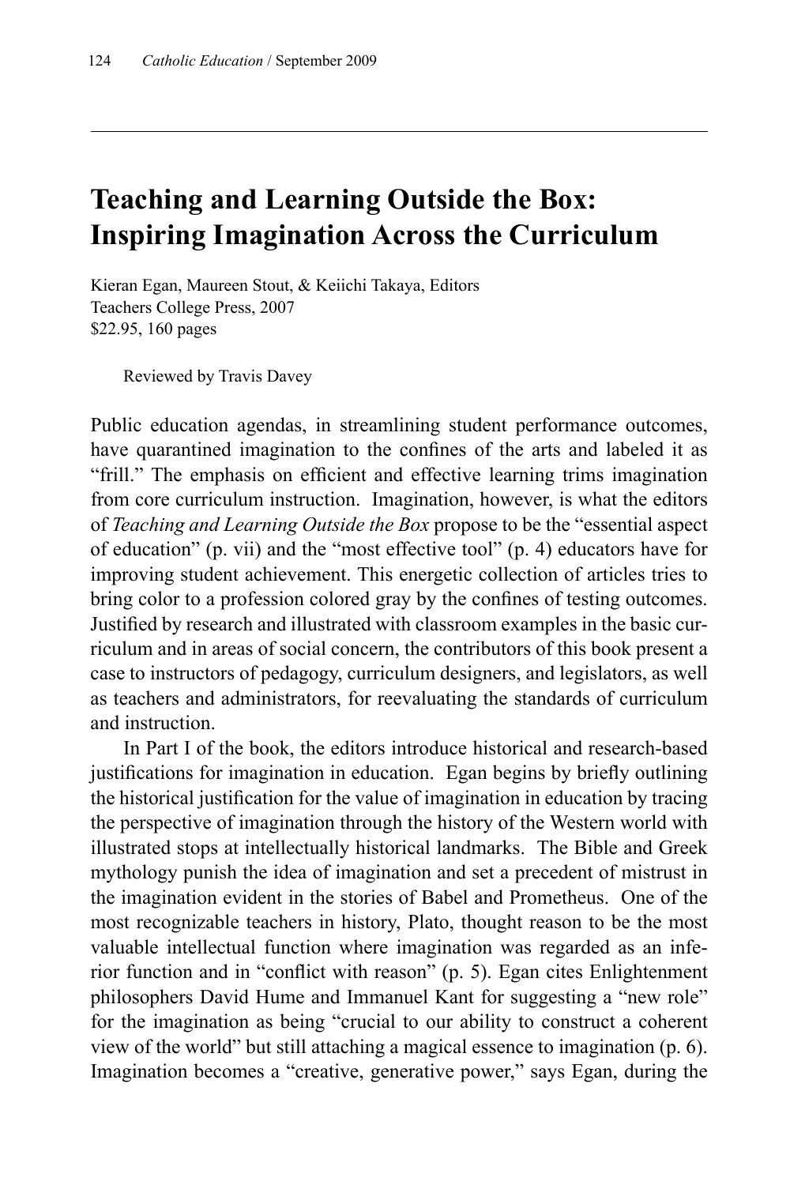# Teaching and Learning Outside the Box: Inspiring Imagination Across the Curriculum

Kieran Egan, Maureen Stout, & Keiichi Takaya, Editors
Teachers College Press, 2007
$22.95, 160 pages

Reviewed by Travis Davey

Public education agendas, in streamlining student performance outcomes, have quarantined imagination to the confines of the arts and labeled it as "frill." The emphasis on efficient and effective learning trims imagination from core curriculum instruction. Imagination, however, is what the editors of *Teaching and Learning Outside the Box* propose to be the "essential aspect of education" (p. vii) and the "most effective tool" (p. 4) educators have for improving student achievement. This energetic collection of articles tries to bring color to a profession colored gray by the confines of testing outcomes. Justified by research and illustrated with classroom examples in the basic curriculum and in areas of social concern, the contributors of this book present a case to instructors of pedagogy, curriculum designers, and legislators, as well as teachers and administrators, for reevaluating the standards of curriculum and instruction.

In Part I of the book, the editors introduce historical and research-based justifications for imagination in education. Egan begins by briefly outlining the historical justification for the value of imagination in education by tracing the perspective of imagination through the history of the Western world with illustrated stops at intellectually historical landmarks. The Bible and Greek mythology punish the idea of imagination and set a precedent of mistrust in the imagination evident in the stories of Babel and Prometheus. One of the most recognizable teachers in history, Plato, thought reason to be the most valuable intellectual function where imagination was regarded as an inferior function and in "conflict with reason" (p. 5). Egan cites Enlightenment philosophers David Hume and Immanuel Kant for suggesting a "new role" for the imagination as being "crucial to our ability to construct a coherent view of the world" but still attaching a magical essence to imagination (p. 6). Imagination becomes a "creative, generative power," says Egan, during the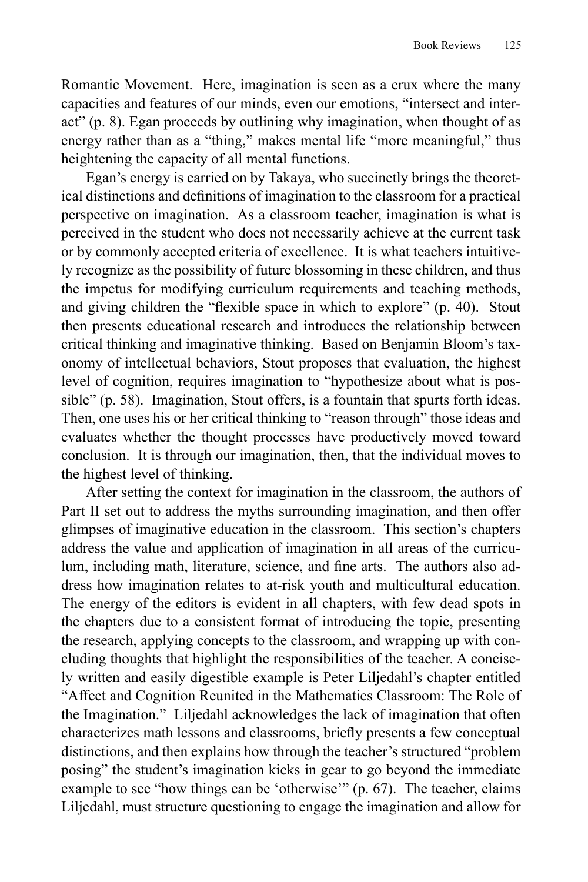Romantic Movement. Here, imagination is seen as a crux where the many capacities and features of our minds, even our emotions, "intersect and interact" (p. 8). Egan proceeds by outlining why imagination, when thought of as energy rather than as a "thing," makes mental life "more meaningful," thus heightening the capacity of all mental functions.

Egan's energy is carried on by Takaya, who succinctly brings the theoretical distinctions and definitions of imagination to the classroom for a practical perspective on imagination. As a classroom teacher, imagination is what is perceived in the student who does not necessarily achieve at the current task or by commonly accepted criteria of excellence. It is what teachers intuitively recognize as the possibility of future blossoming in these children, and thus the impetus for modifying curriculum requirements and teaching methods, and giving children the "flexible space in which to explore" (p. 40). Stout then presents educational research and introduces the relationship between critical thinking and imaginative thinking. Based on Benjamin Bloom's taxonomy of intellectual behaviors, Stout proposes that evaluation, the highest level of cognition, requires imagination to "hypothesize about what is possible" (p. 58). Imagination, Stout offers, is a fountain that spurts forth ideas. Then, one uses his or her critical thinking to "reason through" those ideas and evaluates whether the thought processes have productively moved toward conclusion. It is through our imagination, then, that the individual moves to the highest level of thinking.

After setting the context for imagination in the classroom, the authors of Part II set out to address the myths surrounding imagination, and then offer glimpses of imaginative education in the classroom. This section's chapters address the value and application of imagination in all areas of the curriculum, including math, literature, science, and fine arts. The authors also address how imagination relates to at-risk youth and multicultural education. The energy of the editors is evident in all chapters, with few dead spots in the chapters due to a consistent format of introducing the topic, presenting the research, applying concepts to the classroom, and wrapping up with concluding thoughts that highlight the responsibilities of the teacher. A concisely written and easily digestible example is Peter Liljedahl's chapter entitled "Affect and Cognition Reunited in the Mathematics Classroom: The Role of the Imagination." Liljedahl acknowledges the lack of imagination that often characterizes math lessons and classrooms, briefly presents a few conceptual distinctions, and then explains how through the teacher's structured "problem posing" the student's imagination kicks in gear to go beyond the immediate example to see "how things can be 'otherwise'" (p. 67). The teacher, claims Liljedahl, must structure questioning to engage the imagination and allow for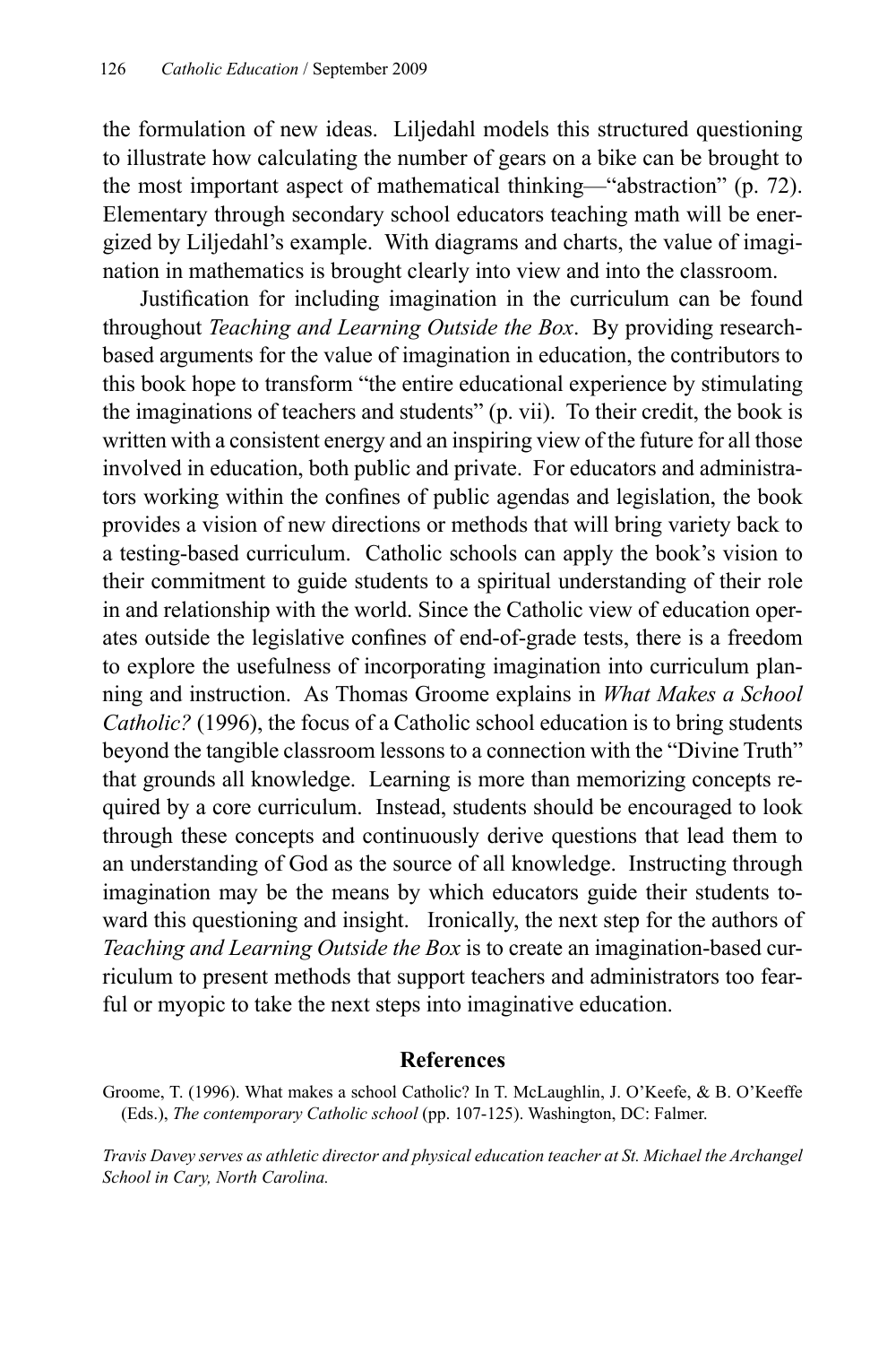the formulation of new ideas. Liljedahl models this structured questioning to illustrate how calculating the number of gears on a bike can be brought to the most important aspect of mathematical thinking—"abstraction" (p. 72). Elementary through secondary school educators teaching math will be energized by Liljedahl's example. With diagrams and charts, the value of imagination in mathematics is brought clearly into view and into the classroom.

Justification for including imagination in the curriculum can be found throughout *Teaching and Learning Outside the Box*. By providing research-based arguments for the value of imagination in education, the contributors to this book hope to transform "the entire educational experience by stimulating the imaginations of teachers and students" (p. vii). To their credit, the book is written with a consistent energy and an inspiring view of the future for all those involved in education, both public and private. For educators and administrators working within the confines of public agendas and legislation, the book provides a vision of new directions or methods that will bring variety back to a testing-based curriculum. Catholic schools can apply the book's vision to their commitment to guide students to a spiritual understanding of their role in and relationship with the world. Since the Catholic view of education operates outside the legislative confines of end-of-grade tests, there is a freedom to explore the usefulness of incorporating imagination into curriculum planning and instruction. As Thomas Groome explains in *What Makes a School Catholic?* (1996), the focus of a Catholic school education is to bring students beyond the tangible classroom lessons to a connection with the "Divine Truth" that grounds all knowledge. Learning is more than memorizing concepts required by a core curriculum. Instead, students should be encouraged to look through these concepts and continuously derive questions that lead them to an understanding of God as the source of all knowledge. Instructing through imagination may be the means by which educators guide their students toward this questioning and insight. Ironically, the next step for the authors of *Teaching and Learning Outside the Box* is to create an imagination-based curriculum to present methods that support teachers and administrators too fearful or myopic to take the next steps into imaginative education.

## References

Groome, T. (1996). What makes a school Catholic? In T. McLaughlin, J. O'Keefe, & B. O'Keeffe (Eds.), *The contemporary Catholic school* (pp. 107-125). Washington, DC: Falmer.

*Travis Davey serves as athletic director and physical education teacher at St. Michael the Archangel School in Cary, North Carolina.*